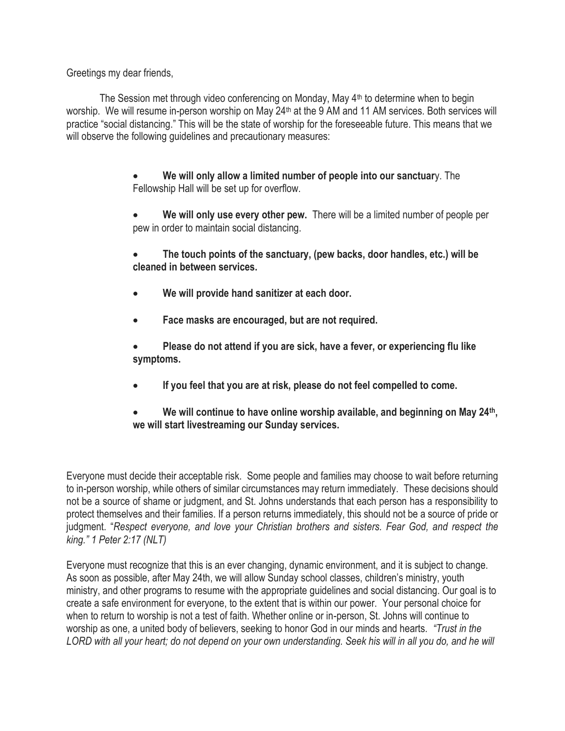Greetings my dear friends,

The Session met through video conferencing on Monday, May 4th to determine when to begin worship. We will resume in-person worship on May 24th at the 9 AM and 11 AM services. Both services will practice "social distancing." This will be the state of worship for the foreseeable future. This means that we will observe the following guidelines and precautionary measures:

- **We will only allow a limited number of people into our sanctuar**y. The Fellowship Hall will be set up for overflow.
- **We will only use every other pew.** There will be a limited number of people per pew in order to maintain social distancing.
- **The touch points of the sanctuary, (pew backs, door handles, etc.) will be cleaned in between services.**
- **We will provide hand sanitizer at each door.**
- **Face masks are encouraged, but are not required.**
- **Please do not attend if you are sick, have a fever, or experiencing flu like symptoms.**
- **If you feel that you are at risk, please do not feel compelled to come.**
- **We will continue to have online worship available, and beginning on May 24th, we will start livestreaming our Sunday services.**

Everyone must decide their acceptable risk. Some people and families may choose to wait before returning to in-person worship, while others of similar circumstances may return immediately. These decisions should not be a source of shame or judgment, and St. Johns understands that each person has a responsibility to protect themselves and their families. If a person returns immediately, this should not be a source of pride or judgment. "*Respect everyone, and love your Christian brothers and sisters. Fear God, and respect the king." 1 Peter 2:17 (NLT)*

Everyone must recognize that this is an ever changing, dynamic environment, and it is subject to change. As soon as possible, after May 24th, we will allow Sunday school classes, children's ministry, youth ministry, and other programs to resume with the appropriate guidelines and social distancing. Our goal is to create a safe environment for everyone, to the extent that is within our power. Your personal choice for when to return to worship is not a test of faith. Whether online or in-person, St. Johns will continue to worship as one, a united body of believers, seeking to honor God in our minds and hearts. *"Trust in the LORD with all your heart; do not depend on your own understanding. Seek his will in all you do, and he will*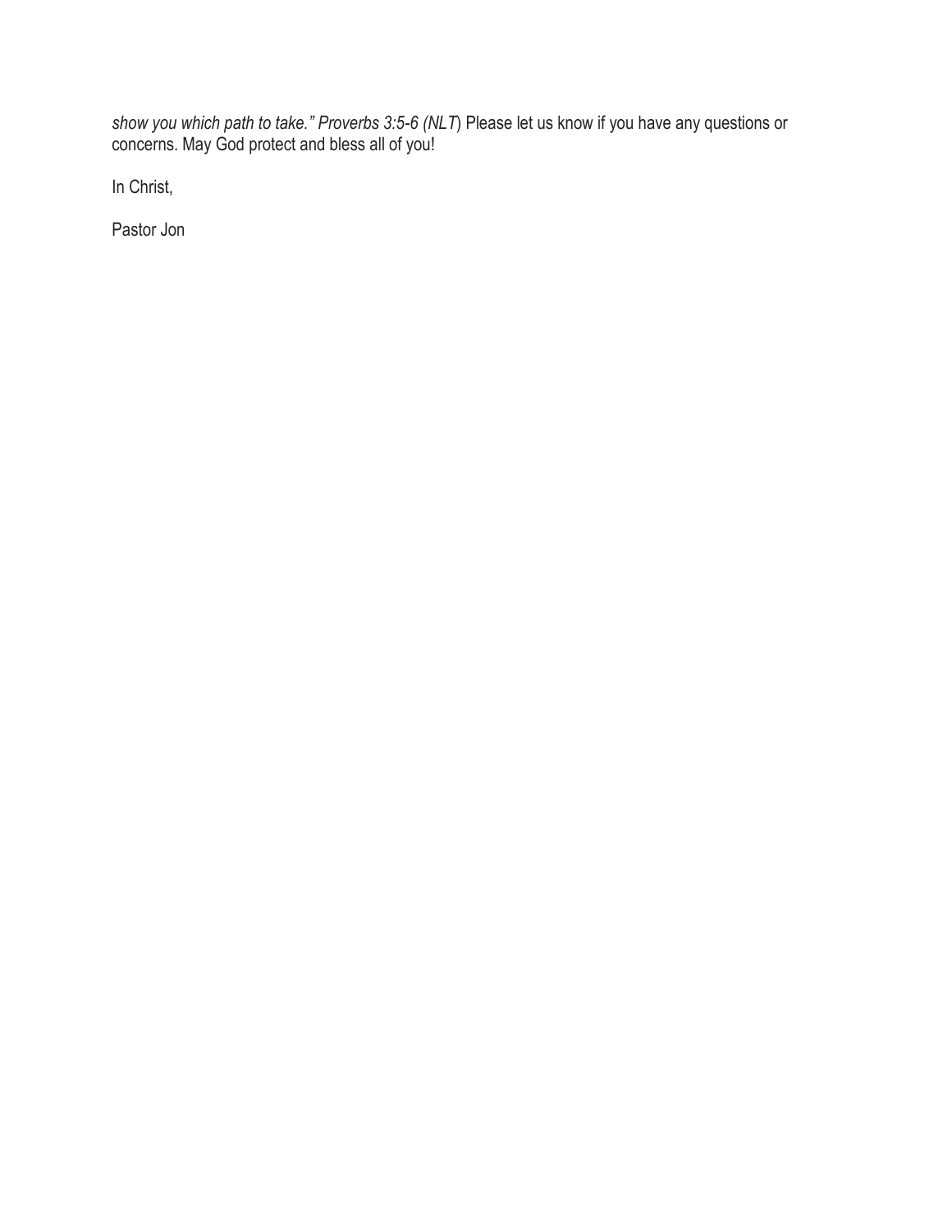*show you which path to take." Proverbs 3:5-6 (NLT*) Please let us know if you have any questions or concerns. May God protect and bless all of you!

In Christ,

Pastor Jon